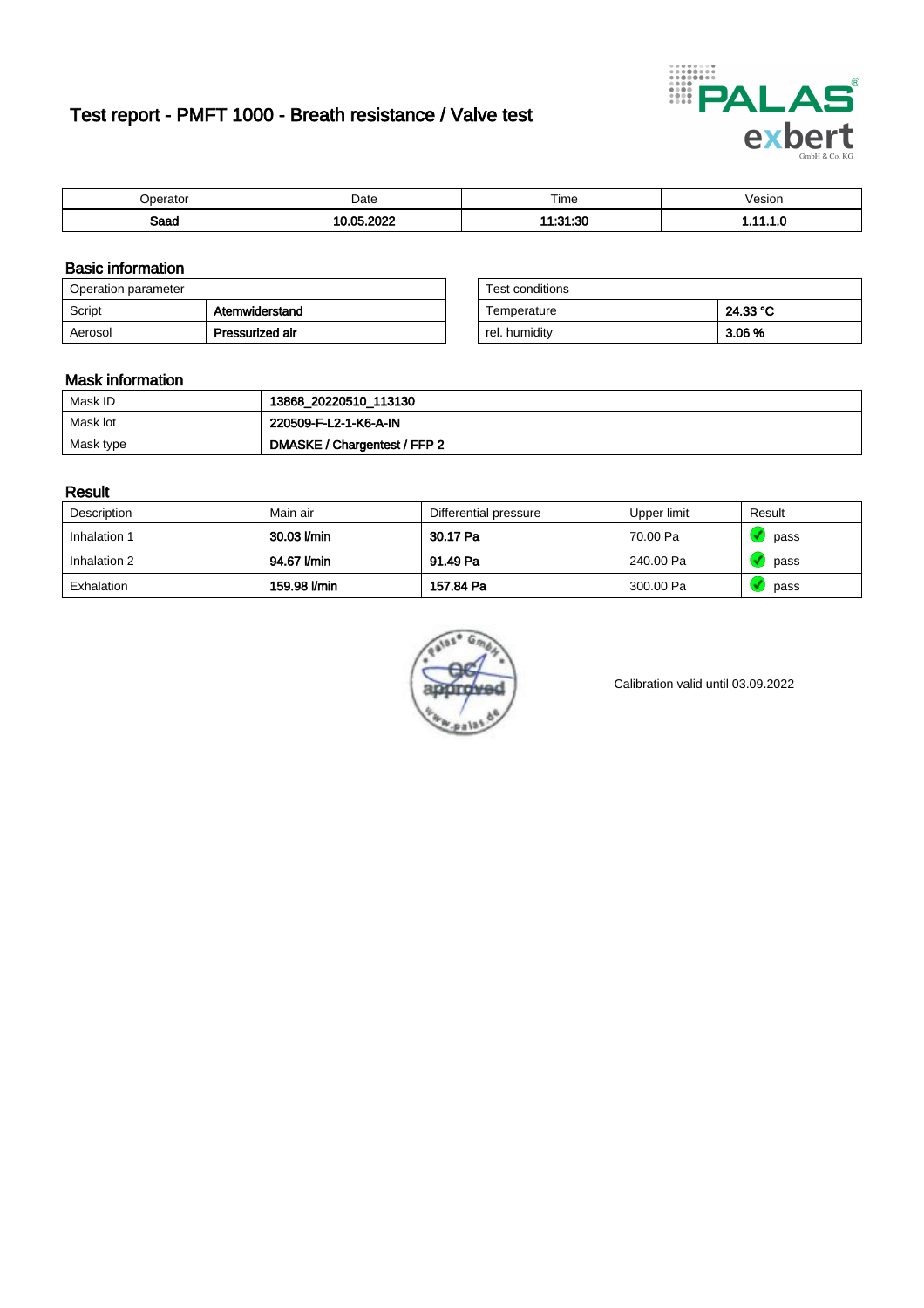# Test report - PMFT 1000 - Breath resistance / Valve test

| Operator | Date | Time | Vesion |
|---|---|---|---|
| **Saad** | **10.05.2022** | **11:31:30** | **1.11.1.0** |

## Basic information

| Operation parameter | |
|---|---|
| Script | **Atemwiderstand** |
| Aerosol | **Pressurized air** |

| Test conditions | |
|---|---|
| Temperature | **24.33 °C** |
| rel. humidity | **3.06 %** |

## Mask information

| | |
|---|---|
| Mask ID | **13868_20220510_113130** |
| Mask lot | **220509-F-L2-1-K6-A-IN** |
| Mask type | **DMASKE / Chargentest / FFP 2** |

## Result

| Description | Main air | Differential pressure | Upper limit | Result |
|---|---|---|---|---|
| Inhalation 1 | **30.03 l/min** | **30.17 Pa** | 70.00 Pa | pass |
| Inhalation 2 | **94.67 l/min** | **91.49 Pa** | 240.00 Pa | pass |
| Exhalation | **159.98 l/min** | **157.84 Pa** | 300.00 Pa | pass |

Calibration valid until 03.09.2022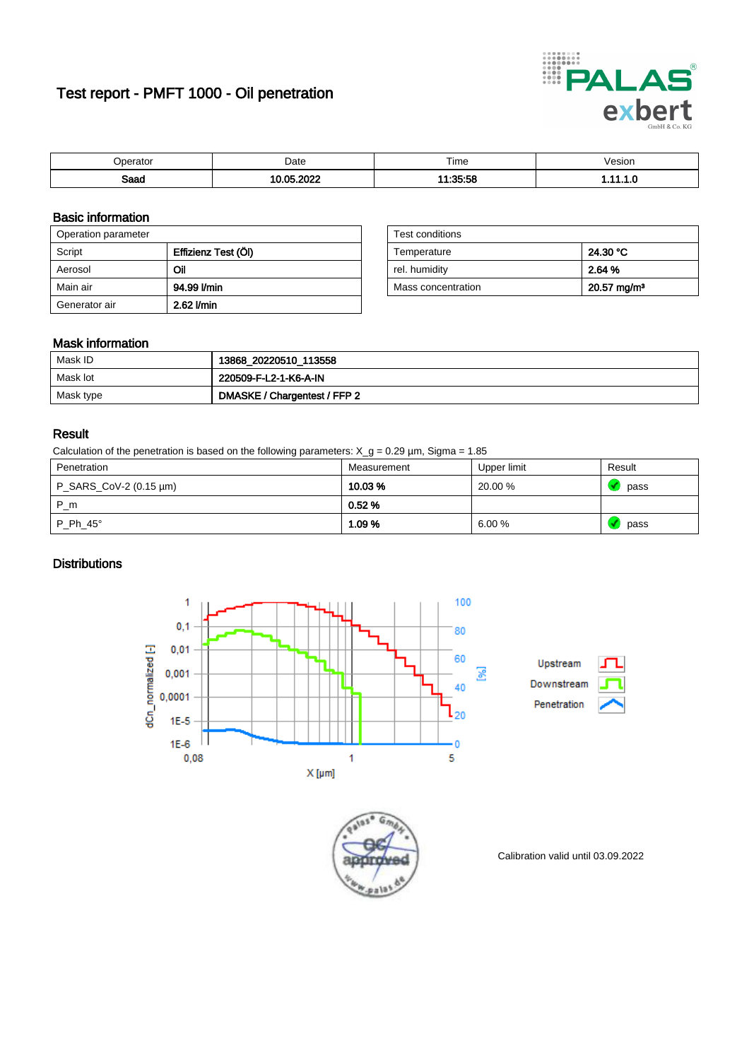# Test report - PMFT 1000 - Oil penetration

PALAS exbert GmbH & Co. KG

| Operator | Date | Time | Vesion |
|---|---|---|---|
| **Saad** | **10.05.2022** | **11:35:58** | **1.11.1.0** |

## Basic information

| Operation parameter | |
|---|---|
| Script | **Effizienz Test (Öl)** |
| Aerosol | **Oil** |
| Main air | **94.99 l/min** |
| Generator air | **2.62 l/min** |

| Test conditions | |
|---|---|
| Temperature | **24.30 °C** |
| rel. humidity | **2.64 %** |
| Mass concentration | **20.57 mg/m³** |

## Mask information

| | |
|---|---|
| Mask ID | **13868_20220510_113558** |
| Mask lot | **220509-F-L2-1-K6-A-IN** |
| Mask type | **DMASKE / Chargentest / FFP 2** |

## Result

Calculation of the penetration is based on the following parameters: X_g = 0.29 µm, Sigma = 1.85

| Penetration | Measurement | Upper limit | Result |
|---|---|---|---|
| P_SARS_CoV-2 (0.15 µm) | **10.03 %** | 20.00 % | pass |
| P_m | **0.52 %** | | |
| P_Ph_45° | **1.09 %** | 6.00 % | pass |

## Distributions

dCn_normalized [-]
1
0,1
0,01
0,001
0,0001
1E-5
1E-6
0,08
1
5
X [µm]
100
80
60
40
20
0
[%]
Upstream
Downstream
Penetration

QC approved
Palas® GmbH
www.palas.de

Calibration valid until 03.09.2022